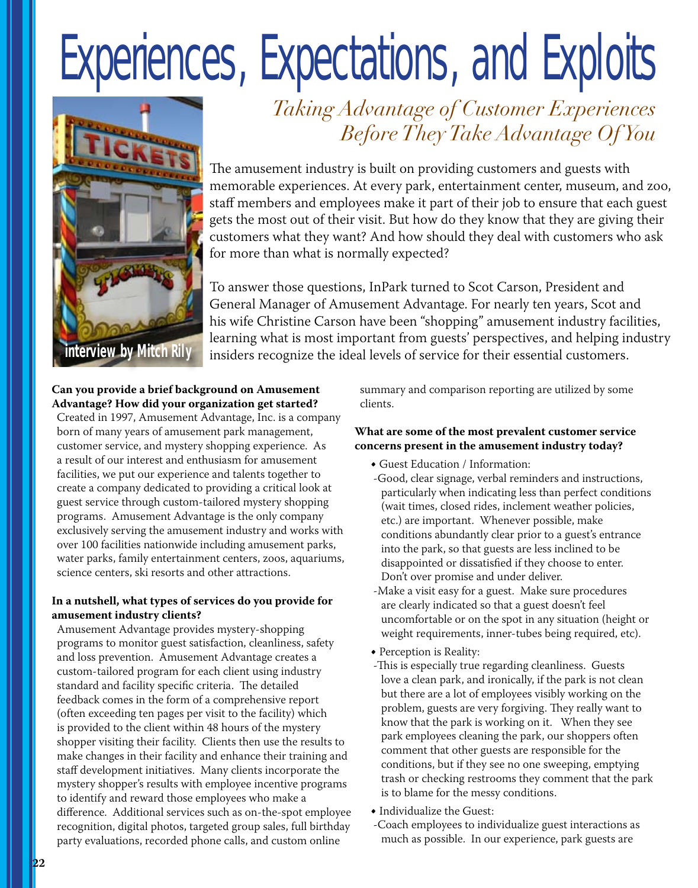# Experiences, Expectations, and Exploits

## *Taking Advantage of Customer Experiences Before They Take Advantage Of You*

interview by Mitch Rily

The amusement industry is built on providing customers and guests with memorable experiences. At every park, entertainment center, museum, and zoo, staff members and employees make it part of their job to ensure that each guest gets the most out of their visit. But how do they know that they are giving their customers what they want? And how should they deal with customers who ask for more than what is normally expected?

To answer those questions, InPark turned to Scot Carson, President and General Manager of Amusement Advantage. For nearly ten years, Scot and his wife Christine Carson have been "shopping" amusement industry facilities, learning what is most important from guests' perspectives, and helping industry insiders recognize the ideal levels of service for their essential customers.

**Can you provide a brief background on Amusement Advantage? How did your organization get started?**

Created in 1997, Amusement Advantage, Inc. is a company born of many years of amusement park management, customer service, and mystery shopping experience. As a result of our interest and enthusiasm for amusement facilities, we put our experience and talents together to create a company dedicated to providing a critical look at guest service through custom-tailored mystery shopping programs. Amusement Advantage is the only company exclusively serving the amusement industry and works with over 100 facilities nationwide including amusement parks, water parks, family entertainment centers, zoos, aquariums, science centers, ski resorts and other attractions.

**In a nutshell, what types of services do you provide for amusement industry clients?**

Amusement Advantage provides mystery-shopping programs to monitor guest satisfaction, cleanliness, safety and loss prevention. Amusement Advantage creates a custom-tailored program for each client using industry standard and facility specific criteria. The detailed feedback comes in the form of a comprehensive report (often exceeding ten pages per visit to the facility) which is provided to the client within 48 hours of the mystery shopper visiting their facility. Clients then use the results to make changes in their facility and enhance their training and staff development initiatives. Many clients incorporate the mystery shopper's results with employee incentive programs to identify and reward those employees who make a difference. Additional services such as on-the-spot employee recognition, digital photos, targeted group sales, full birthday party evaluations, recorded phone calls, and custom online summary and comparison reporting are utilized by some clients.

**What are some of the most prevalent customer service concerns present in the amusement industry today?**

- Guest Education / Information:
  - Good, clear signage, verbal reminders and instructions, particularly when indicating less than perfect conditions (wait times, closed rides, inclement weather policies, etc.) are important. Whenever possible, make conditions abundantly clear prior to a guest's entrance into the park, so that guests are less inclined to be disappointed or dissatisfied if they choose to enter. Don't over promise and under deliver.
  - Make a visit easy for a guest. Make sure procedures are clearly indicated so that a guest doesn't feel uncomfortable or on the spot in any situation (height or weight requirements, inner-tubes being required, etc).
- Perception is Reality:
  - This is especially true regarding cleanliness. Guests love a clean park, and ironically, if the park is not clean but there are a lot of employees visibly working on the problem, guests are very forgiving. They really want to know that the park is working on it. When they see park employees cleaning the park, our shoppers often comment that other guests are responsible for the conditions, but if they see no one sweeping, emptying trash or checking restrooms they comment that the park is to blame for the messy conditions.
- Individualize the Guest:
  - Coach employees to individualize guest interactions as much as possible. In our experience, park guests are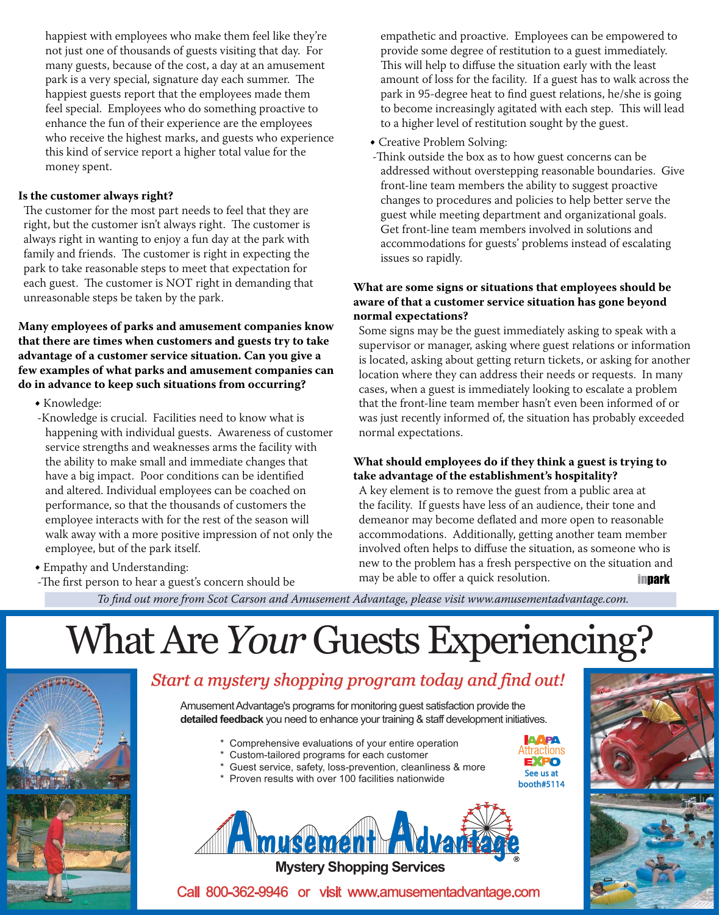happiest with employees who make them feel like they're not just one of thousands of guests visiting that day. For many guests, because of the cost, a day at an amusement park is a very special, signature day each summer. The happiest guests report that the employees made them feel special. Employees who do something proactive to enhance the fun of their experience are the employees who receive the highest marks, and guests who experience this kind of service report a higher total value for the money spent.

**Is the customer always right?**

The customer for the most part needs to feel that they are right, but the customer isn't always right. The customer is always right in wanting to enjoy a fun day at the park with family and friends. The customer is right in expecting the park to take reasonable steps to meet that expectation for each guest. The customer is NOT right in demanding that unreasonable steps be taken by the park.

**Many employees of parks and amusement companies know that there are times when customers and guests try to take advantage of a customer service situation. Can you give a few examples of what parks and amusement companies can do in advance to keep such situations from occurring?**

- Knowledge:

-Knowledge is crucial. Facilities need to know what is happening with individual guests. Awareness of customer service strengths and weaknesses arms the facility with the ability to make small and immediate changes that have a big impact. Poor conditions can be identified and altered. Individual employees can be coached on performance, so that the thousands of customers the employee interacts with for the rest of the season will walk away with a more positive impression of not only the employee, but of the park itself.

- Empathy and Understanding:

-The first person to hear a guest's concern should be empathetic and proactive. Employees can be empowered to provide some degree of restitution to a guest immediately. This will help to diffuse the situation early with the least amount of loss for the facility. If a guest has to walk across the park in 95-degree heat to find guest relations, he/she is going to become increasingly agitated with each step. This will lead to a higher level of restitution sought by the guest.

- Creative Problem Solving:

-Think outside the box as to how guest concerns can be addressed without overstepping reasonable boundaries. Give front-line team members the ability to suggest proactive changes to procedures and policies to help better serve the guest while meeting department and organizational goals. Get front-line team members involved in solutions and accommodations for guests' problems instead of escalating issues so rapidly.

**What are some signs or situations that employees should be aware of that a customer service situation has gone beyond normal expectations?**

Some signs may be the guest immediately asking to speak with a supervisor or manager, asking where guest relations or information is located, asking about getting return tickets, or asking for another location where they can address their needs or requests. In many cases, when a guest is immediately looking to escalate a problem that the front-line team member hasn't even been informed of or was just recently informed of, the situation has probably exceeded normal expectations.

**What should employees do if they think a guest is trying to take advantage of the establishment's hospitality?**

A key element is to remove the guest from a public area at the facility. If guests have less of an audience, their tone and demeanor may become deflated and more open to reasonable accommodations. Additionally, getting another team member involved often helps to diffuse the situation, as someone who is new to the problem has a fresh perspective on the situation and may be able to offer a quick resolution. **inpark**

*To find out more from Scot Carson and Amusement Advantage, please visit www.amusementadvantage.com.*

# What Are *Your* Guests Experiencing?

*Start a mystery shopping program today and find out!*

Amusement Advantage's programs for monitoring guest satisfaction provide the **detailed feedback** you need to enhance your training & staff development initiatives.

- Comprehensive evaluations of your entire operation
- Custom-tailored programs for each customer
- Guest service, safety, loss-prevention, cleanliness & more
- Proven results with over 100 facilities nationwide

IAAPA Attractions EXPO
See us at booth#5114

Amusement Advantage®
Mystery Shopping Services

Call 800-362-9946 or visit www.amusementadvantage.com